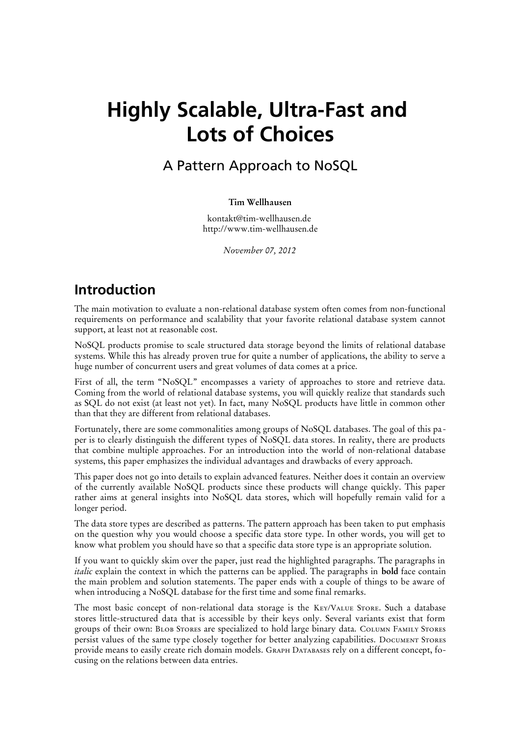# Highly Scalable, Ultra-Fast and Lots of Choices

## A Pattern Approach to NoSQL

**Tim Wellhausen**

kontakt@tim-wellhausen.de
http://www.tim-wellhausen.de

*November 07, 2012*

## Introduction

The main motivation to evaluate a non-relational database system often comes from non-functional requirements on performance and scalability that your favorite relational database system cannot support, at least not at reasonable cost.

NoSQL products promise to scale structured data storage beyond the limits of relational database systems. While this has already proven true for quite a number of applications, the ability to serve a huge number of concurrent users and great volumes of data comes at a price.

First of all, the term "NoSQL" encompasses a variety of approaches to store and retrieve data. Coming from the world of relational database systems, you will quickly realize that standards such as SQL do not exist (at least not yet). In fact, many NoSQL products have little in common other than that they are different from relational databases.

Fortunately, there are some commonalities among groups of NoSQL databases. The goal of this paper is to clearly distinguish the different types of NoSQL data stores. In reality, there are products that combine multiple approaches. For an introduction into the world of non-relational database systems, this paper emphasizes the individual advantages and drawbacks of every approach.

This paper does not go into details to explain advanced features. Neither does it contain an overview of the currently available NoSQL products since these products will change quickly. This paper rather aims at general insights into NoSQL data stores, which will hopefully remain valid for a longer period.

The data store types are described as patterns. The pattern approach has been taken to put emphasis on the question why you would choose a specific data store type. In other words, you will get to know what problem you should have so that a specific data store type is an appropriate solution.

If you want to quickly skim over the paper, just read the highlighted paragraphs. The paragraphs in *italic* explain the context in which the patterns can be applied. The paragraphs in **bold** face contain the main problem and solution statements. The paper ends with a couple of things to be aware of when introducing a NoSQL database for the first time and some final remarks.

The most basic concept of non-relational data storage is the KEY/VALUE STORE. Such a database stores little-structured data that is accessible by their keys only. Several variants exist that form groups of their own: BLOB STORES are specialized to hold large binary data. COLUMN FAMILY STORES persist values of the same type closely together for better analyzing capabilities. DOCUMENT STORES provide means to easily create rich domain models. GRAPH DATABASES rely on a different concept, focusing on the relations between data entries.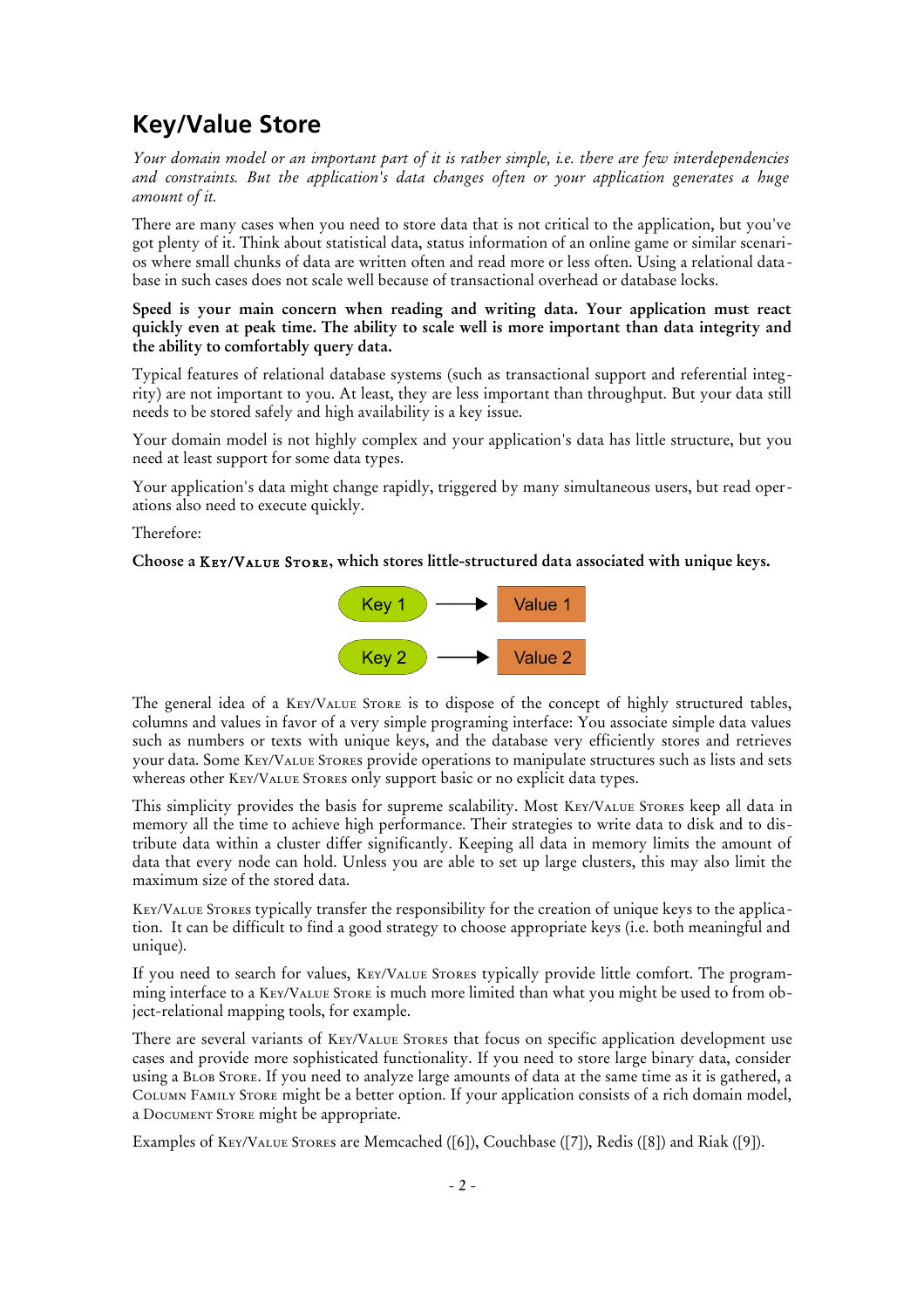## Key/Value Store

*Your domain model or an important part of it is rather simple, i.e. there are few interdependencies and constraints. But the application's data changes often or your application generates a huge amount of it.*

There are many cases when you need to store data that is not critical to the application, but you've got plenty of it. Think about statistical data, status information of an online game or similar scenarios where small chunks of data are written often and read more or less often. Using a relational database in such cases does not scale well because of transactional overhead or database locks.

**Speed is your main concern when reading and writing data. Your application must react quickly even at peak time. The ability to scale well is more important than data integrity and the ability to comfortably query data.**

Typical features of relational database systems (such as transactional support and referential integrity) are not important to you. At least, they are less important than throughput. But your data still needs to be stored safely and high availability is a key issue.

Your domain model is not highly complex and your application's data has little structure, but you need at least support for some data types.

Your application's data might change rapidly, triggered by many simultaneous users, but read operations also need to execute quickly.

Therefore:

**Choose a KEY/VALUE STORE, which stores little-structured data associated with unique keys.**

Key 1 → Value 1

Key 2 → Value 2

The general idea of a KEY/VALUE STORE is to dispose of the concept of highly structured tables, columns and values in favor of a very simple programing interface: You associate simple data values such as numbers or texts with unique keys, and the database very efficiently stores and retrieves your data. Some KEY/VALUE STORES provide operations to manipulate structures such as lists and sets whereas other KEY/VALUE STORES only support basic or no explicit data types.

This simplicity provides the basis for supreme scalability. Most KEY/VALUE STORES keep all data in memory all the time to achieve high performance. Their strategies to write data to disk and to distribute data within a cluster differ significantly. Keeping all data in memory limits the amount of data that every node can hold. Unless you are able to set up large clusters, this may also limit the maximum size of the stored data.

KEY/VALUE STORES typically transfer the responsibility for the creation of unique keys to the application. It can be difficult to find a good strategy to choose appropriate keys (i.e. both meaningful and unique).

If you need to search for values, KEY/VALUE STORES typically provide little comfort. The programming interface to a KEY/VALUE STORE is much more limited than what you might be used to from object-relational mapping tools, for example.

There are several variants of KEY/VALUE STORES that focus on specific application development use cases and provide more sophisticated functionality. If you need to store large binary data, consider using a BLOB STORE. If you need to analyze large amounts of data at the same time as it is gathered, a COLUMN FAMILY STORE might be a better option. If your application consists of a rich domain model, a DOCUMENT STORE might be appropriate.

Examples of KEY/VALUE STORES are Memcached ([6]), Couchbase ([7]), Redis ([8]) and Riak ([9]).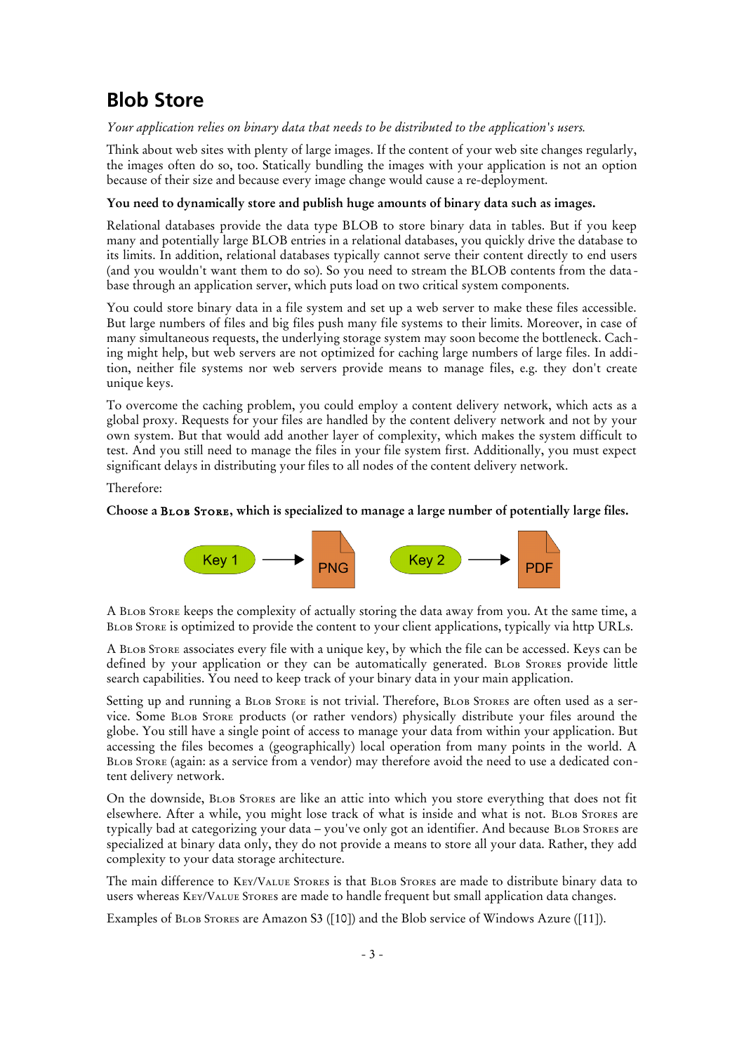## Blob Store

*Your application relies on binary data that needs to be distributed to the application's users.*

Think about web sites with plenty of large images. If the content of your web site changes regularly, the images often do so, too. Statically bundling the images with your application is not an option because of their size and because every image change would cause a re-deployment.

**You need to dynamically store and publish huge amounts of binary data such as images.**

Relational databases provide the data type BLOB to store binary data in tables. But if you keep many and potentially large BLOB entries in a relational databases, you quickly drive the database to its limits. In addition, relational databases typically cannot serve their content directly to end users (and you wouldn't want them to do so). So you need to stream the BLOB contents from the database through an application server, which puts load on two critical system components.

You could store binary data in a file system and set up a web server to make these files accessible. But large numbers of files and big files push many file systems to their limits. Moreover, in case of many simultaneous requests, the underlying storage system may soon become the bottleneck. Caching might help, but web servers are not optimized for caching large numbers of large files. In addition, neither file systems nor web servers provide means to manage files, e.g. they don't create unique keys.

To overcome the caching problem, you could employ a content delivery network, which acts as a global proxy. Requests for your files are handled by the content delivery network and not by your own system. But that would add another layer of complexity, which makes the system difficult to test. And you still need to manage the files in your file system first. Additionally, you must expect significant delays in distributing your files to all nodes of the content delivery network.

Therefore:

**Choose a Blob Store, which is specialized to manage a large number of potentially large files.**

Key 1 → PNG    Key 2 → PDF

A Blob Store keeps the complexity of actually storing the data away from you. At the same time, a Blob Store is optimized to provide the content to your client applications, typically via http URLs.

A Blob Store associates every file with a unique key, by which the file can be accessed. Keys can be defined by your application or they can be automatically generated. Blob Stores provide little search capabilities. You need to keep track of your binary data in your main application.

Setting up and running a Blob Store is not trivial. Therefore, Blob Stores are often used as a service. Some Blob Store products (or rather vendors) physically distribute your files around the globe. You still have a single point of access to manage your data from within your application. But accessing the files becomes a (geographically) local operation from many points in the world. A Blob Store (again: as a service from a vendor) may therefore avoid the need to use a dedicated content delivery network.

On the downside, Blob Stores are like an attic into which you store everything that does not fit elsewhere. After a while, you might lose track of what is inside and what is not. Blob Stores are typically bad at categorizing your data – you've only got an identifier. And because Blob Stores are specialized at binary data only, they do not provide a means to store all your data. Rather, they add complexity to your data storage architecture.

The main difference to Key/Value Stores is that Blob Stores are made to distribute binary data to users whereas Key/Value Stores are made to handle frequent but small application data changes.

Examples of Blob Stores are Amazon S3 ([10]) and the Blob service of Windows Azure ([11]).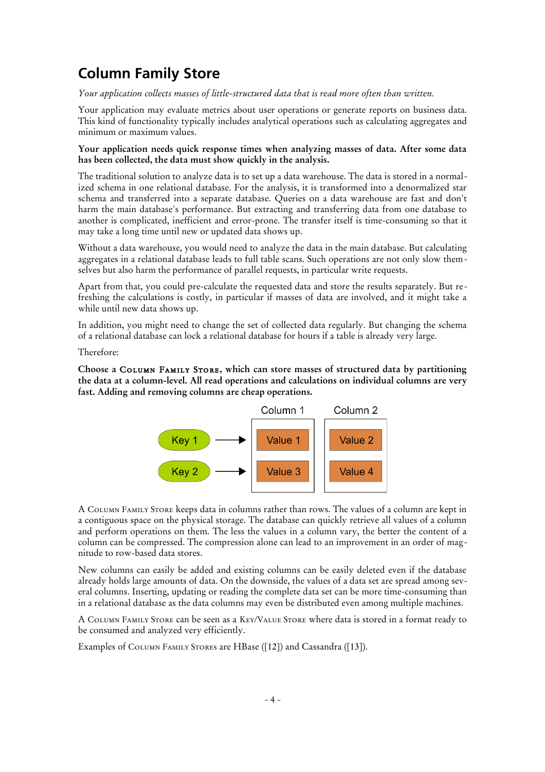## Column Family Store

*Your application collects masses of little-structured data that is read more often than written.*

Your application may evaluate metrics about user operations or generate reports on business data. This kind of functionality typically includes analytical operations such as calculating aggregates and minimum or maximum values.

**Your application needs quick response times when analyzing masses of data. After some data has been collected, the data must show quickly in the analysis.**

The traditional solution to analyze data is to set up a data warehouse. The data is stored in a normalized schema in one relational database. For the analysis, it is transformed into a denormalized star schema and transferred into a separate database. Queries on a data warehouse are fast and don't harm the main database's performance. But extracting and transferring data from one database to another is complicated, inefficient and error-prone. The transfer itself is time-consuming so that it may take a long time until new or updated data shows up.

Without a data warehouse, you would need to analyze the data in the main database. But calculating aggregates in a relational database leads to full table scans. Such operations are not only slow themselves but also harm the performance of parallel requests, in particular write requests.

Apart from that, you could pre-calculate the requested data and store the results separately. But refreshing the calculations is costly, in particular if masses of data are involved, and it might take a while until new data shows up.

In addition, you might need to change the set of collected data regularly. But changing the schema of a relational database can lock a relational database for hours if a table is already very large.

Therefore:

**Choose a COLUMN FAMILY STORE, which can store masses of structured data by partitioning the data at a column-level. All read operations and calculations on individual columns are very fast. Adding and removing columns are cheap operations.**

| | Column 1 | Column 2 |
|---|---|---|
| Key 1 → | Value 1 | Value 2 |
| Key 2 → | Value 3 | Value 4 |

A COLUMN FAMILY STORE keeps data in columns rather than rows. The values of a column are kept in a contiguous space on the physical storage. The database can quickly retrieve all values of a column and perform operations on them. The less the values in a column vary, the better the content of a column can be compressed. The compression alone can lead to an improvement in an order of magnitude to row-based data stores.

New columns can easily be added and existing columns can be easily deleted even if the database already holds large amounts of data. On the downside, the values of a data set are spread among several columns. Inserting, updating or reading the complete data set can be more time-consuming than in a relational database as the data columns may even be distributed even among multiple machines.

A COLUMN FAMILY STORE can be seen as a KEY/VALUE STORE where data is stored in a format ready to be consumed and analyzed very efficiently.

Examples of COLUMN FAMILY STORES are HBase ([12]) and Cassandra ([13]).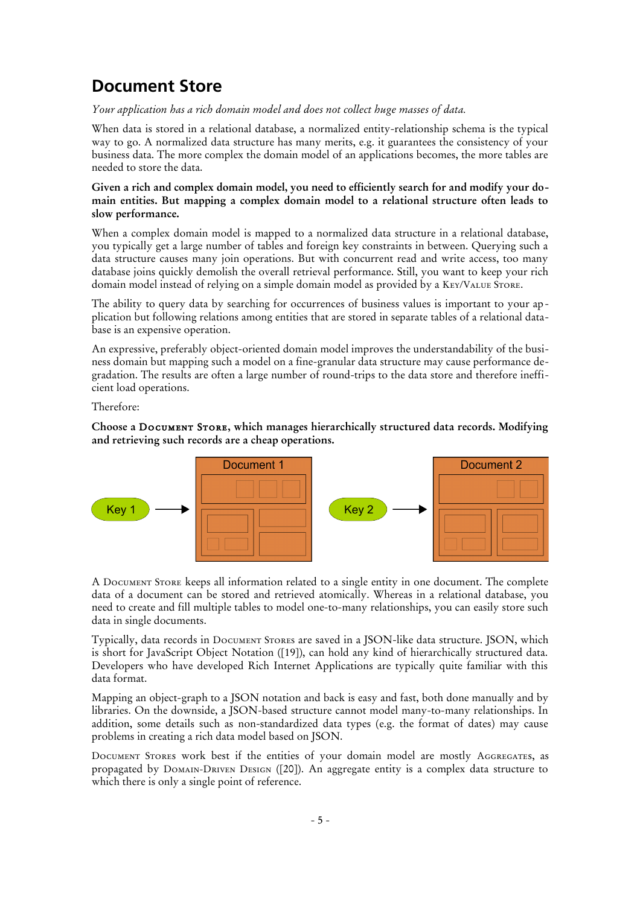## Document Store

*Your application has a rich domain model and does not collect huge masses of data.*

When data is stored in a relational database, a normalized entity-relationship schema is the typical way to go. A normalized data structure has many merits, e.g. it guarantees the consistency of your business data. The more complex the domain model of an applications becomes, the more tables are needed to store the data.

**Given a rich and complex domain model, you need to efficiently search for and modify your domain entities. But mapping a complex domain model to a relational structure often leads to slow performance.**

When a complex domain model is mapped to a normalized data structure in a relational database, you typically get a large number of tables and foreign key constraints in between. Querying such a data structure causes many join operations. But with concurrent read and write access, too many database joins quickly demolish the overall retrieval performance. Still, you want to keep your rich domain model instead of relying on a simple domain model as provided by a KEY/VALUE STORE.

The ability to query data by searching for occurrences of business values is important to your application but following relations among entities that are stored in separate tables of a relational database is an expensive operation.

An expressive, preferably object-oriented domain model improves the understandability of the business domain but mapping such a model on a fine-granular data structure may cause performance degradation. The results are often a large number of round-trips to the data store and therefore inefficient load operations.

Therefore:

**Choose a DOCUMENT STORE, which manages hierarchically structured data records. Modifying and retrieving such records are a cheap operations.**

Key 1 → Document 1    Key 2 → Document 2

A DOCUMENT STORE keeps all information related to a single entity in one document. The complete data of a document can be stored and retrieved atomically. Whereas in a relational database, you need to create and fill multiple tables to model one-to-many relationships, you can easily store such data in single documents.

Typically, data records in DOCUMENT STORES are saved in a JSON-like data structure. JSON, which is short for JavaScript Object Notation ([19]), can hold any kind of hierarchically structured data. Developers who have developed Rich Internet Applications are typically quite familiar with this data format.

Mapping an object-graph to a JSON notation and back is easy and fast, both done manually and by libraries. On the downside, a JSON-based structure cannot model many-to-many relationships. In addition, some details such as non-standardized data types (e.g. the format of dates) may cause problems in creating a rich data model based on JSON.

DOCUMENT STORES work best if the entities of your domain model are mostly AGGREGATES, as propagated by DOMAIN-DRIVEN DESIGN ([20]). An aggregate entity is a complex data structure to which there is only a single point of reference.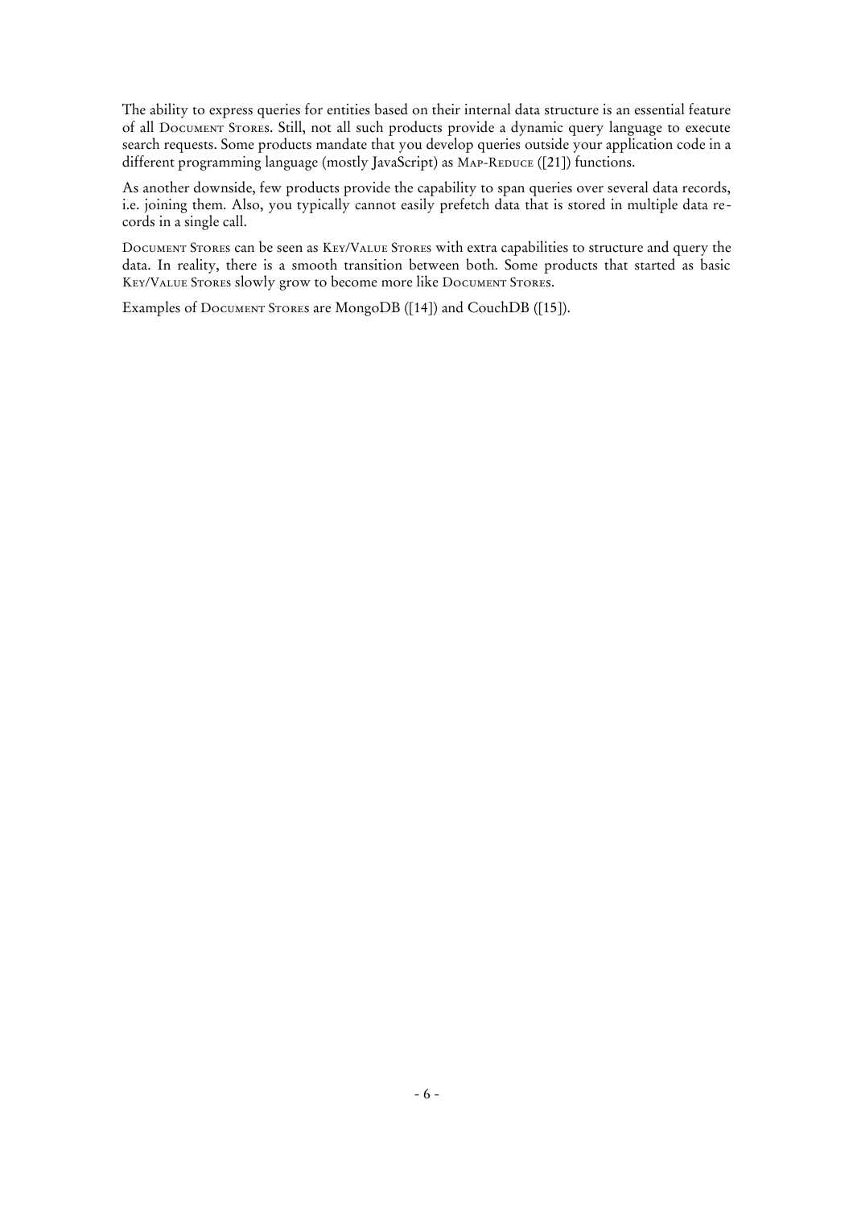The ability to express queries for entities based on their internal data structure is an essential feature of all Document Stores. Still, not all such products provide a dynamic query language to execute search requests. Some products mandate that you develop queries outside your application code in a different programming language (mostly JavaScript) as Map-Reduce ([21]) functions.

As another downside, few products provide the capability to span queries over several data records, i.e. joining them. Also, you typically cannot easily prefetch data that is stored in multiple data records in a single call.

Document Stores can be seen as Key/Value Stores with extra capabilities to structure and query the data. In reality, there is a smooth transition between both. Some products that started as basic Key/Value Stores slowly grow to become more like Document Stores.

Examples of Document Stores are MongoDB ([14]) and CouchDB ([15]).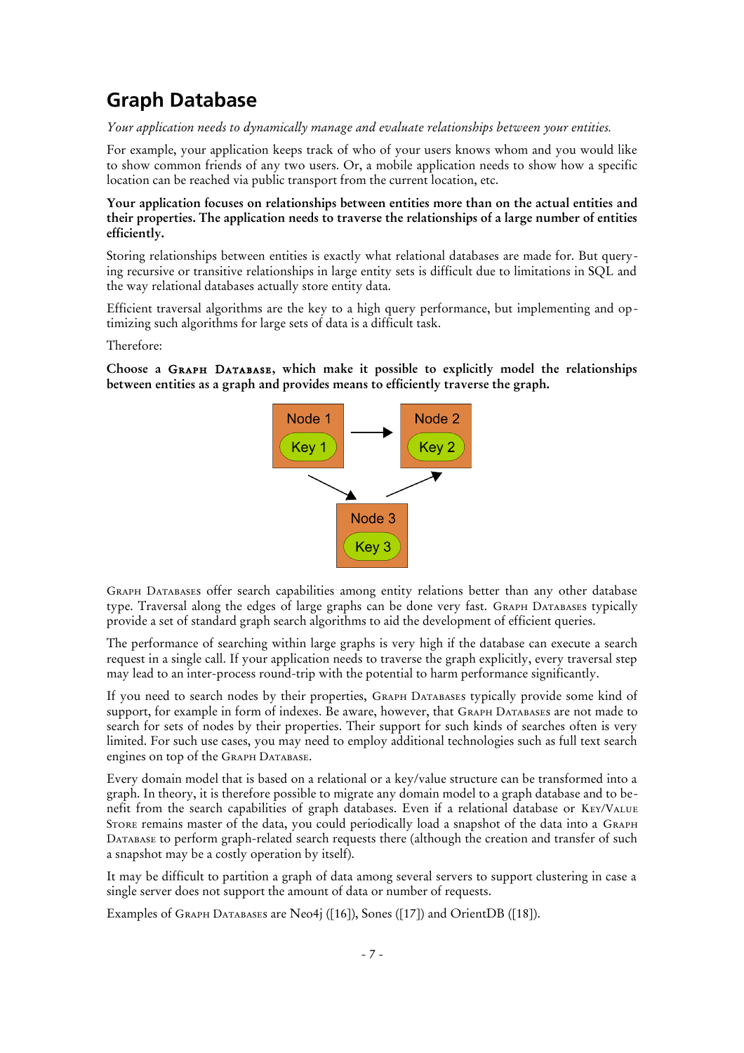## Graph Database

*Your application needs to dynamically manage and evaluate relationships between your entities.*

For example, your application keeps track of who of your users knows whom and you would like to show common friends of any two users. Or, a mobile application needs to show how a specific location can be reached via public transport from the current location, etc.

**Your application focuses on relationships between entities more than on the actual entities and their properties. The application needs to traverse the relationships of a large number of entities efficiently.**

Storing relationships between entities is exactly what relational databases are made for. But querying recursive or transitive relationships in large entity sets is difficult due to limitations in SQL and the way relational databases actually store entity data.

Efficient traversal algorithms are the key to a high query performance, but implementing and optimizing such algorithms for large sets of data is a difficult task.

Therefore:

**Choose a GRAPH DATABASE, which make it possible to explicitly model the relationships between entities as a graph and provides means to efficiently traverse the graph.**

GRAPH DATABASES offer search capabilities among entity relations better than any other database type. Traversal along the edges of large graphs can be done very fast. GRAPH DATABASES typically provide a set of standard graph search algorithms to aid the development of efficient queries.

The performance of searching within large graphs is very high if the database can execute a search request in a single call. If your application needs to traverse the graph explicitly, every traversal step may lead to an inter-process round-trip with the potential to harm performance significantly.

If you need to search nodes by their properties, GRAPH DATABASES typically provide some kind of support, for example in form of indexes. Be aware, however, that GRAPH DATABASES are not made to search for sets of nodes by their properties. Their support for such kinds of searches often is very limited. For such use cases, you may need to employ additional technologies such as full text search engines on top of the GRAPH DATABASE.

Every domain model that is based on a relational or a key/value structure can be transformed into a graph. In theory, it is therefore possible to migrate any domain model to a graph database and to benefit from the search capabilities of graph databases. Even if a relational database or KEY/VALUE STORE remains master of the data, you could periodically load a snapshot of the data into a GRAPH DATABASE to perform graph-related search requests there (although the creation and transfer of such a snapshot may be a costly operation by itself).

It may be difficult to partition a graph of data among several servers to support clustering in case a single server does not support the amount of data or number of requests.

Examples of GRAPH DATABASES are Neo4j ([16]), Sones ([17]) and OrientDB ([18]).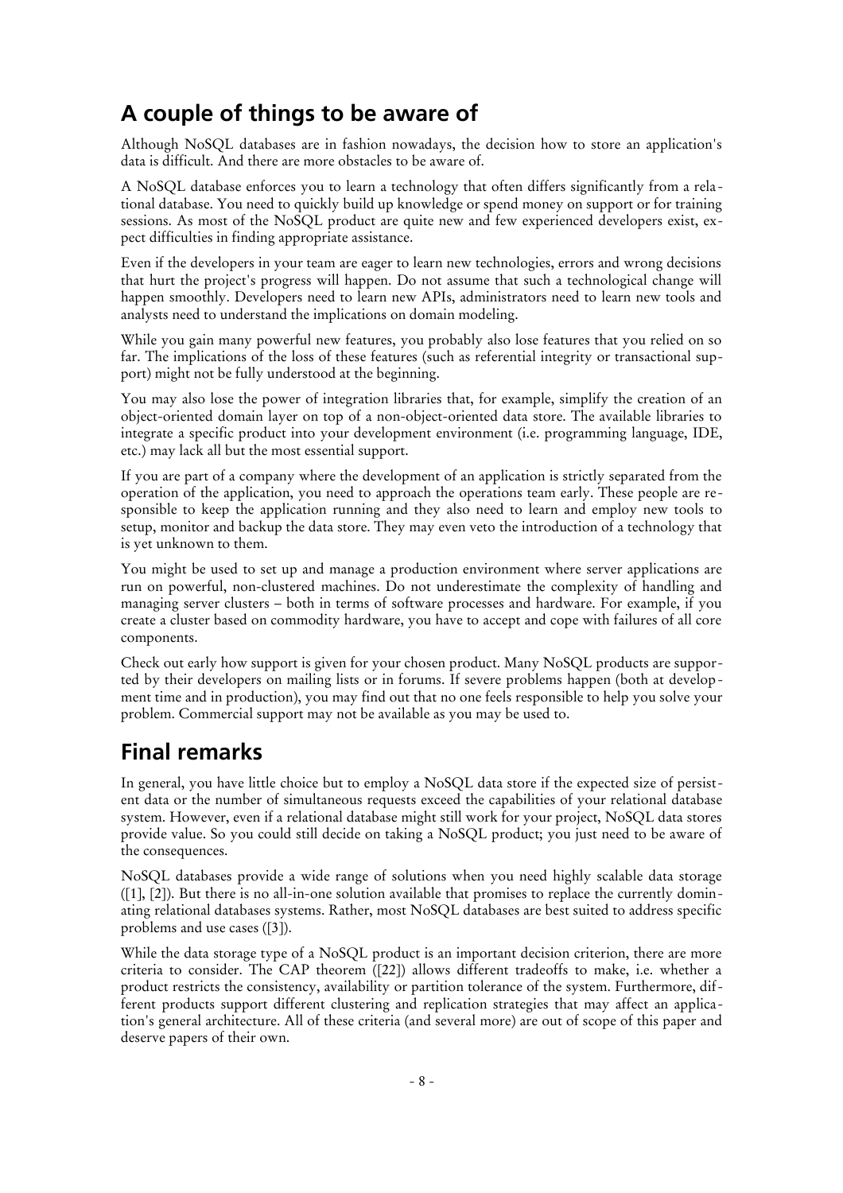## A couple of things to be aware of

Although NoSQL databases are in fashion nowadays, the decision how to store an application's data is difficult. And there are more obstacles to be aware of.

A NoSQL database enforces you to learn a technology that often differs significantly from a relational database. You need to quickly build up knowledge or spend money on support or for training sessions. As most of the NoSQL product are quite new and few experienced developers exist, expect difficulties in finding appropriate assistance.

Even if the developers in your team are eager to learn new technologies, errors and wrong decisions that hurt the project's progress will happen. Do not assume that such a technological change will happen smoothly. Developers need to learn new APIs, administrators need to learn new tools and analysts need to understand the implications on domain modeling.

While you gain many powerful new features, you probably also lose features that you relied on so far. The implications of the loss of these features (such as referential integrity or transactional support) might not be fully understood at the beginning.

You may also lose the power of integration libraries that, for example, simplify the creation of an object-oriented domain layer on top of a non-object-oriented data store. The available libraries to integrate a specific product into your development environment (i.e. programming language, IDE, etc.) may lack all but the most essential support.

If you are part of a company where the development of an application is strictly separated from the operation of the application, you need to approach the operations team early. These people are responsible to keep the application running and they also need to learn and employ new tools to setup, monitor and backup the data store. They may even veto the introduction of a technology that is yet unknown to them.

You might be used to set up and manage a production environment where server applications are run on powerful, non-clustered machines. Do not underestimate the complexity of handling and managing server clusters – both in terms of software processes and hardware. For example, if you create a cluster based on commodity hardware, you have to accept and cope with failures of all core components.

Check out early how support is given for your chosen product. Many NoSQL products are supported by their developers on mailing lists or in forums. If severe problems happen (both at development time and in production), you may find out that no one feels responsible to help you solve your problem. Commercial support may not be available as you may be used to.

## Final remarks

In general, you have little choice but to employ a NoSQL data store if the expected size of persistent data or the number of simultaneous requests exceed the capabilities of your relational database system. However, even if a relational database might still work for your project, NoSQL data stores provide value. So you could still decide on taking a NoSQL product; you just need to be aware of the consequences.

NoSQL databases provide a wide range of solutions when you need highly scalable data storage ([1], [2]). But there is no all-in-one solution available that promises to replace the currently dominating relational databases systems. Rather, most NoSQL databases are best suited to address specific problems and use cases ([3]).

While the data storage type of a NoSQL product is an important decision criterion, there are more criteria to consider. The CAP theorem ([22]) allows different tradeoffs to make, i.e. whether a product restricts the consistency, availability or partition tolerance of the system. Furthermore, different products support different clustering and replication strategies that may affect an application's general architecture. All of these criteria (and several more) are out of scope of this paper and deserve papers of their own.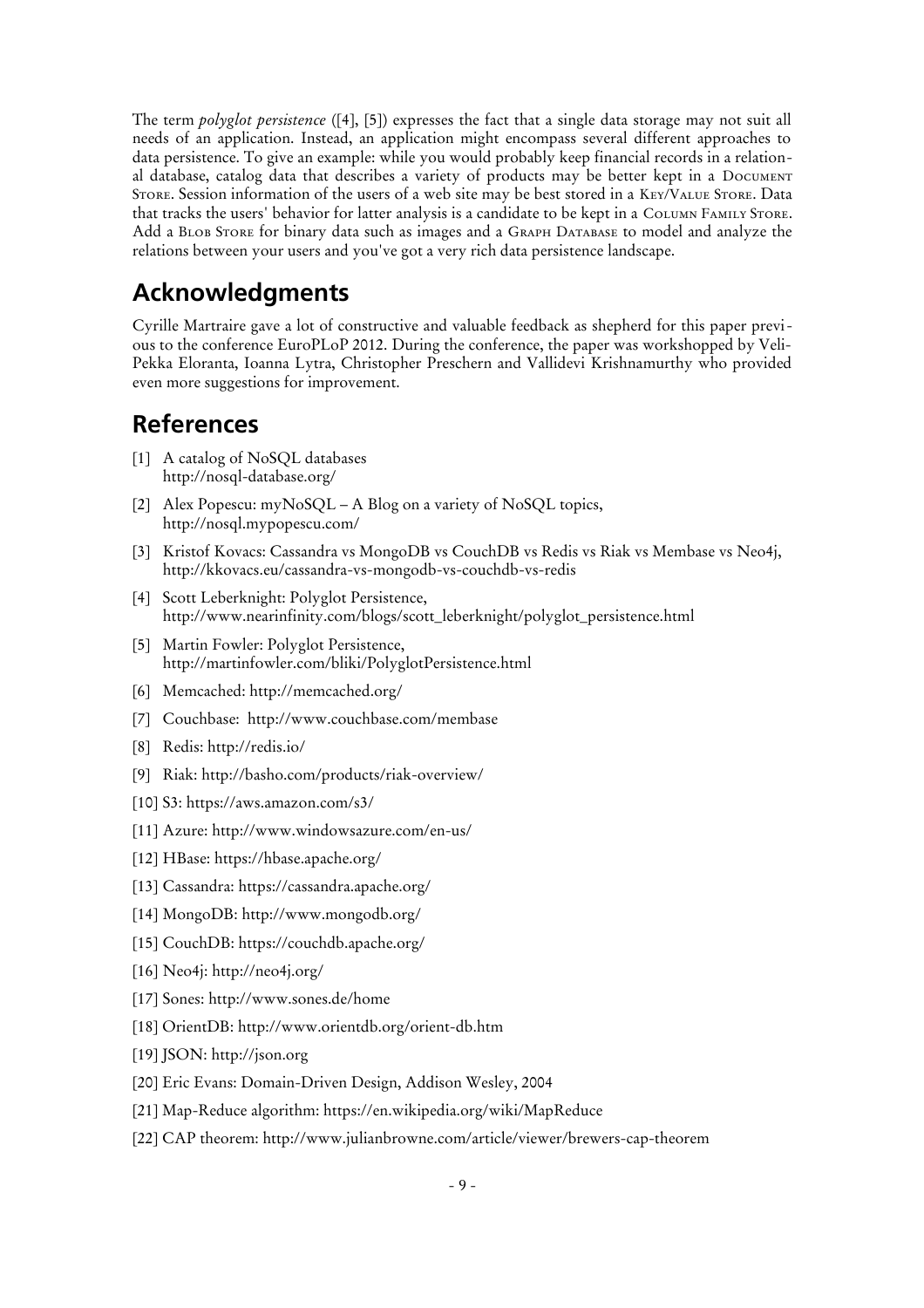The term *polyglot persistence* ([4], [5]) expresses the fact that a single data storage may not suit all needs of an application. Instead, an application might encompass several different approaches to data persistence. To give an example: while you would probably keep financial records in a relational database, catalog data that describes a variety of products may be better kept in a DOCUMENT STORE. Session information of the users of a web site may be best stored in a KEY/VALUE STORE. Data that tracks the users' behavior for latter analysis is a candidate to be kept in a COLUMN FAMILY STORE. Add a BLOB STORE for binary data such as images and a GRAPH DATABASE to model and analyze the relations between your users and you've got a very rich data persistence landscape.

## Acknowledgments

Cyrille Martraire gave a lot of constructive and valuable feedback as shepherd for this paper previous to the conference EuroPLoP 2012. During the conference, the paper was workshopped by Veli-Pekka Eloranta, Ioanna Lytra, Christopher Preschern and Vallidevi Krishnamurthy who provided even more suggestions for improvement.

## References

[1] A catalog of NoSQL databases
http://nosql-database.org/

[2] Alex Popescu: myNoSQL – A Blog on a variety of NoSQL topics,
http://nosql.mypopescu.com/

[3] Kristof Kovacs: Cassandra vs MongoDB vs CouchDB vs Redis vs Riak vs Membase vs Neo4j,
http://kkovacs.eu/cassandra-vs-mongodb-vs-couchdb-vs-redis

[4] Scott Leberknight: Polyglot Persistence,
http://www.nearinfinity.com/blogs/scott_leberknight/polyglot_persistence.html

[5] Martin Fowler: Polyglot Persistence,
http://martinfowler.com/bliki/PolyglotPersistence.html

[6] Memcached: http://memcached.org/

[7] Couchbase: http://www.couchbase.com/membase

[8] Redis: http://redis.io/

[9] Riak: http://basho.com/products/riak-overview/

[10] S3: https://aws.amazon.com/s3/

[11] Azure: http://www.windowsazure.com/en-us/

[12] HBase: https://hbase.apache.org/

[13] Cassandra: https://cassandra.apache.org/

[14] MongoDB: http://www.mongodb.org/

[15] CouchDB: https://couchdb.apache.org/

[16] Neo4j: http://neo4j.org/

[17] Sones: http://www.sones.de/home

[18] OrientDB: http://www.orientdb.org/orient-db.htm

[19] JSON: http://json.org

[20] Eric Evans: Domain-Driven Design, Addison Wesley, 2004

[21] Map-Reduce algorithm: https://en.wikipedia.org/wiki/MapReduce

[22] CAP theorem: http://www.julianbrowne.com/article/viewer/brewers-cap-theorem